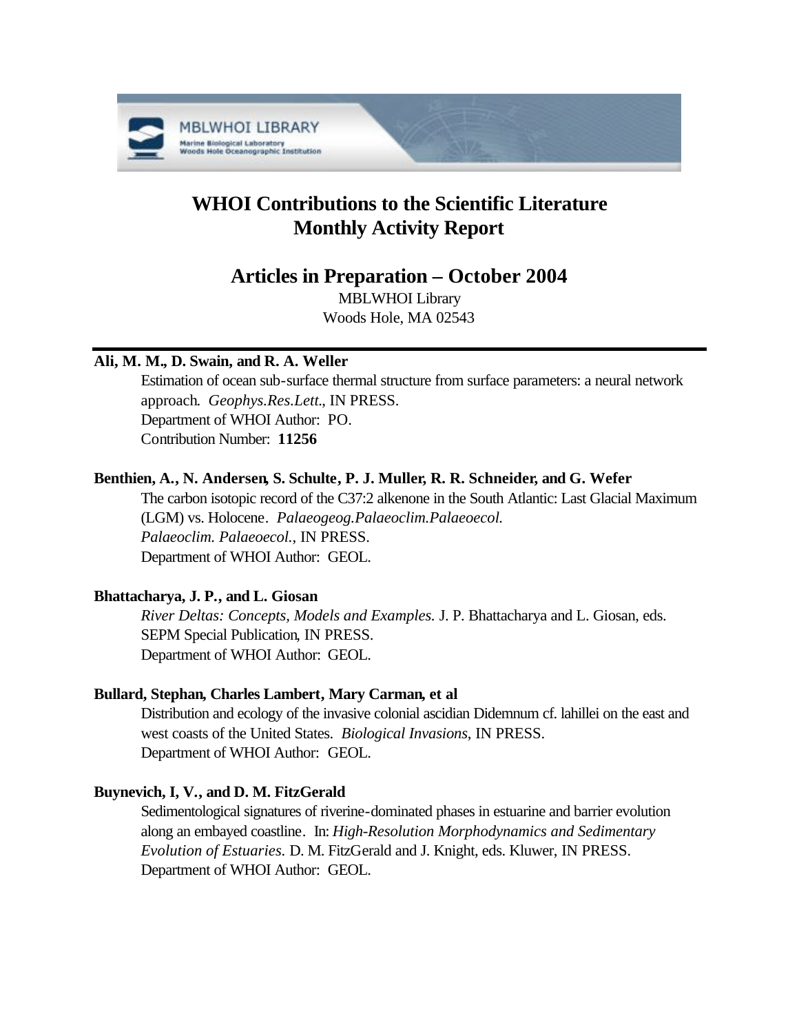# WHOI Contributions to the Scientific Literature
# Monthly Activity Report

## Articles in Preparation – October 2004

MBLWHOI Library
Woods Hole, MA 02543

---

**Ali, M. M., D. Swain, and R. A. Weller**

Estimation of ocean sub-surface thermal structure from surface parameters: a neural network approach. *Geophys.Res.Lett.*, IN PRESS.
Department of WHOI Author: PO.
Contribution Number: **11256**

**Benthien, A., N. Andersen, S. Schulte, P. J. Muller, R. R. Schneider, and G. Wefer**

The carbon isotopic record of the C37:2 alkenone in the South Atlantic: Last Glacial Maximum (LGM) vs. Holocene. *Palaeogeog.Palaeoclim.Palaeoecol. Palaeoclim. Palaeoecol.*, IN PRESS.
Department of WHOI Author: GEOL.

**Bhattacharya, J. P., and L. Giosan**

*River Deltas: Concepts, Models and Examples.* J. P. Bhattacharya and L. Giosan, eds. SEPM Special Publication, IN PRESS.
Department of WHOI Author: GEOL.

**Bullard, Stephan, Charles Lambert, Mary Carman, et al**

Distribution and ecology of the invasive colonial ascidian Didemnum cf. lahillei on the east and west coasts of the United States. *Biological Invasions*, IN PRESS.
Department of WHOI Author: GEOL.

**Buynevich, I, V., and D. M. FitzGerald**

Sedimentological signatures of riverine-dominated phases in estuarine and barrier evolution along an embayed coastline. In: *High-Resolution Morphodynamics and Sedimentary Evolution of Estuaries.* D. M. FitzGerald and J. Knight, eds. Kluwer, IN PRESS.
Department of WHOI Author: GEOL.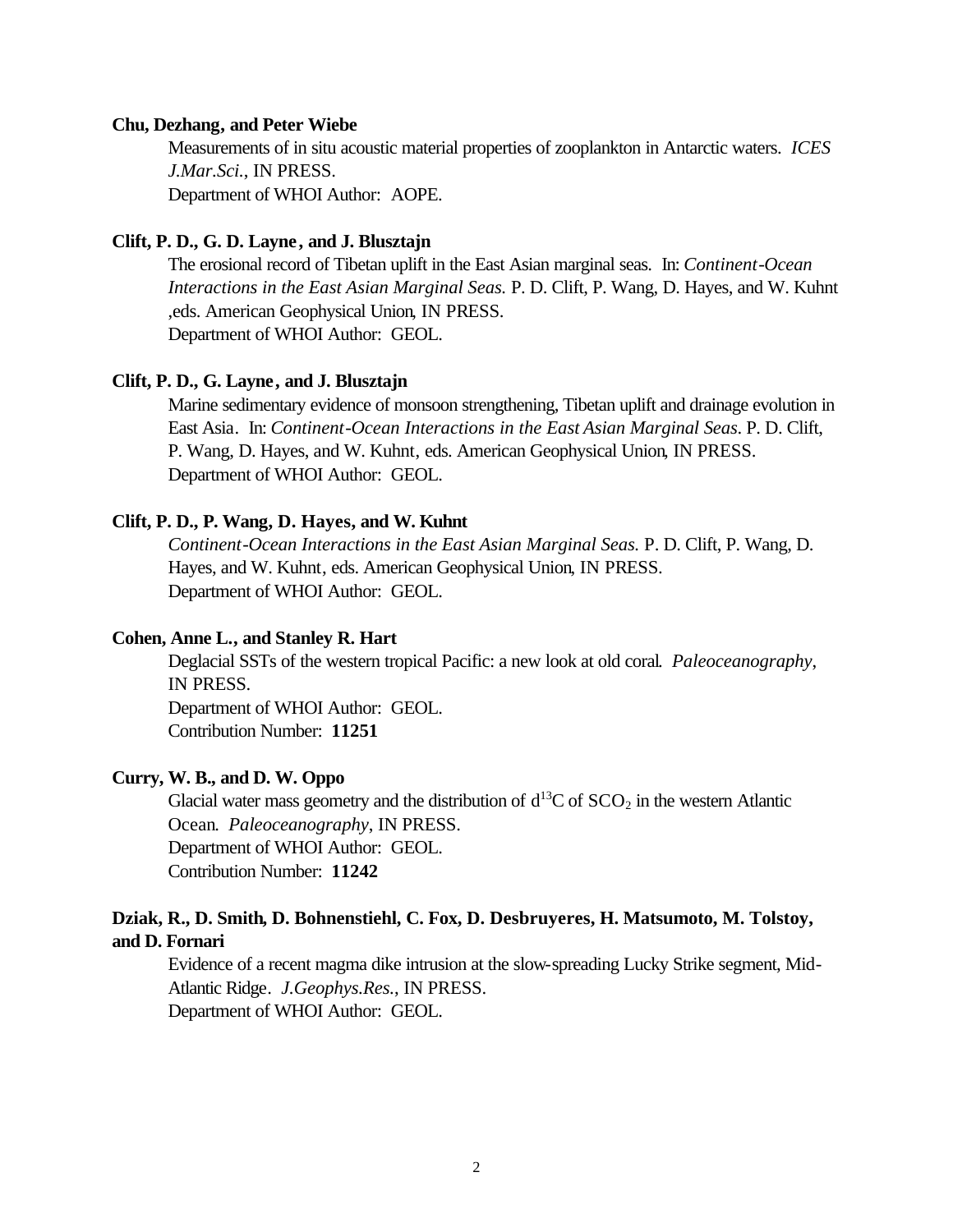**Chu, Dezhang, and Peter Wiebe**

Measurements of in situ acoustic material properties of zooplankton in Antarctic waters. *ICES J.Mar.Sci.*, IN PRESS.
Department of WHOI Author: AOPE.

**Clift, P. D., G. D. Layne, and J. Blusztajn**

The erosional record of Tibetan uplift in the East Asian marginal seas. In: *Continent-Ocean Interactions in the East Asian Marginal Seas.* P. D. Clift, P. Wang, D. Hayes, and W. Kuhnt ,eds. American Geophysical Union, IN PRESS.
Department of WHOI Author: GEOL.

**Clift, P. D., G. Layne, and J. Blusztajn**

Marine sedimentary evidence of monsoon strengthening, Tibetan uplift and drainage evolution in East Asia. In: *Continent-Ocean Interactions in the East Asian Marginal Seas.* P. D. Clift, P. Wang, D. Hayes, and W. Kuhnt, eds. American Geophysical Union, IN PRESS.
Department of WHOI Author: GEOL.

**Clift, P. D., P. Wang, D. Hayes, and W. Kuhnt**

*Continent-Ocean Interactions in the East Asian Marginal Seas.* P. D. Clift, P. Wang, D. Hayes, and W. Kuhnt, eds. American Geophysical Union, IN PRESS.
Department of WHOI Author: GEOL.

**Cohen, Anne L., and Stanley R. Hart**

Deglacial SSTs of the western tropical Pacific: a new look at old coral. *Paleoceanography*, IN PRESS.
Department of WHOI Author: GEOL.
Contribution Number: **11251**

**Curry, W. B., and D. W. Oppo**

Glacial water mass geometry and the distribution of $d^{13}C$ of $SCO_2$ in the western Atlantic Ocean. *Paleoceanography*, IN PRESS.
Department of WHOI Author: GEOL.
Contribution Number: **11242**

**Dziak, R., D. Smith, D. Bohnenstiehl, C. Fox, D. Desbruyeres, H. Matsumoto, M. Tolstoy, and D. Fornari**

Evidence of a recent magma dike intrusion at the slow-spreading Lucky Strike segment, Mid-Atlantic Ridge. *J.Geophys.Res.*, IN PRESS.
Department of WHOI Author: GEOL.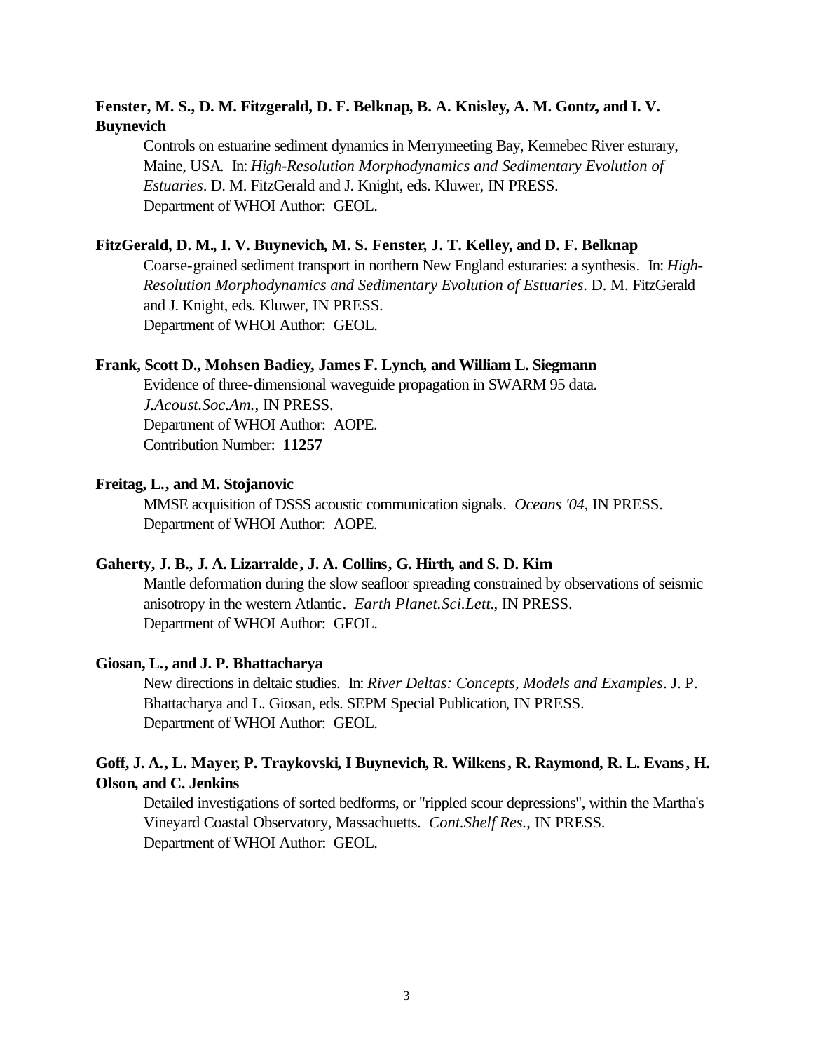**Fenster, M. S., D. M. Fitzgerald, D. F. Belknap, B. A. Knisley, A. M. Gontz, and I. V. Buynevich**

Controls on estuarine sediment dynamics in Merrymeeting Bay, Kennebec River esturary, Maine, USA. In: *High-Resolution Morphodynamics and Sedimentary Evolution of Estuaries*. D. M. FitzGerald and J. Knight, eds. Kluwer, IN PRESS.
Department of WHOI Author: GEOL.

**FitzGerald, D. M., I. V. Buynevich, M. S. Fenster, J. T. Kelley, and D. F. Belknap**

Coarse-grained sediment transport in northern New England esturaries: a synthesis. In: *High-Resolution Morphodynamics and Sedimentary Evolution of Estuaries*. D. M. FitzGerald and J. Knight, eds. Kluwer, IN PRESS.
Department of WHOI Author: GEOL.

**Frank, Scott D., Mohsen Badiey, James F. Lynch, and William L. Siegmann**

Evidence of three-dimensional waveguide propagation in SWARM 95 data. *J.Acoust.Soc.Am.*, IN PRESS.
Department of WHOI Author: AOPE.
Contribution Number: **11257**

**Freitag, L., and M. Stojanovic**

MMSE acquisition of DSSS acoustic communication signals. *Oceans '04*, IN PRESS.
Department of WHOI Author: AOPE.

**Gaherty, J. B., J. A. Lizarralde, J. A. Collins, G. Hirth, and S. D. Kim**

Mantle deformation during the slow seafloor spreading constrained by observations of seismic anisotropy in the western Atlantic. *Earth Planet.Sci.Lett.*, IN PRESS.
Department of WHOI Author: GEOL.

**Giosan, L., and J. P. Bhattacharya**

New directions in deltaic studies. In: *River Deltas: Concepts, Models and Examples*. J. P. Bhattacharya and L. Giosan, eds. SEPM Special Publication, IN PRESS.
Department of WHOI Author: GEOL.

**Goff, J. A., L. Mayer, P. Traykovski, I Buynevich, R. Wilkens, R. Raymond, R. L. Evans, H. Olson, and C. Jenkins**

Detailed investigations of sorted bedforms, or "rippled scour depressions", within the Martha's Vineyard Coastal Observatory, Massachuetts. *Cont.Shelf Res.*, IN PRESS.
Department of WHOI Author: GEOL.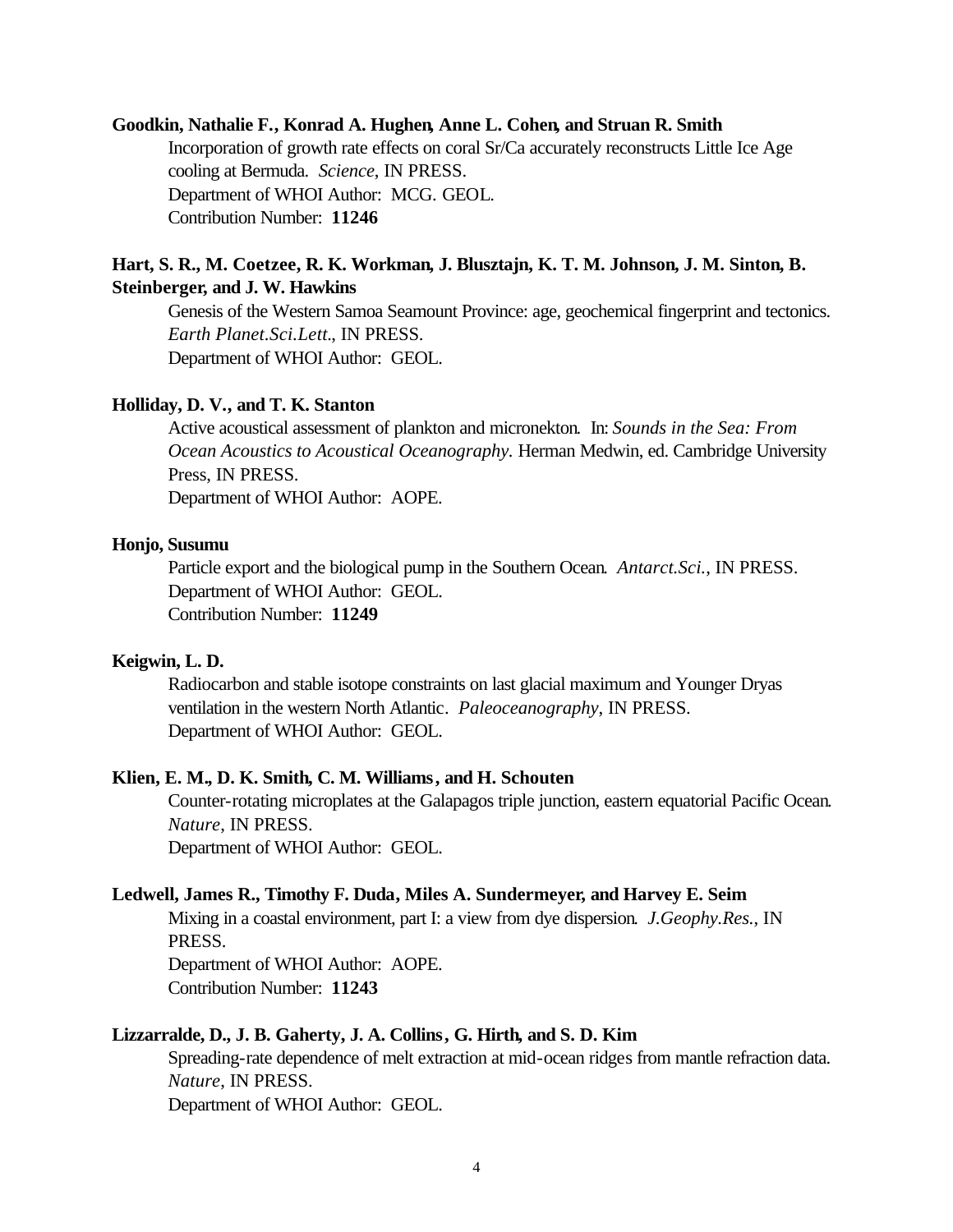**Goodkin, Nathalie F., Konrad A. Hughen, Anne L. Cohen, and Struan R. Smith**

Incorporation of growth rate effects on coral Sr/Ca accurately reconstructs Little Ice Age cooling at Bermuda. *Science*, IN PRESS.
Department of WHOI Author: MCG. GEOL.
Contribution Number: **11246**

**Hart, S. R., M. Coetzee, R. K. Workman, J. Blusztajn, K. T. M. Johnson, J. M. Sinton, B. Steinberger, and J. W. Hawkins**

Genesis of the Western Samoa Seamount Province: age, geochemical fingerprint and tectonics. *Earth Planet.Sci.Lett.*, IN PRESS.
Department of WHOI Author: GEOL.

**Holliday, D. V., and T. K. Stanton**

Active acoustical assessment of plankton and micronekton. In: *Sounds in the Sea: From Ocean Acoustics to Acoustical Oceanography*. Herman Medwin, ed. Cambridge University Press, IN PRESS.
Department of WHOI Author: AOPE.

**Honjo, Susumu**

Particle export and the biological pump in the Southern Ocean. *Antarct.Sci.*, IN PRESS.
Department of WHOI Author: GEOL.
Contribution Number: **11249**

**Keigwin, L. D.**

Radiocarbon and stable isotope constraints on last glacial maximum and Younger Dryas ventilation in the western North Atlantic. *Paleoceanography*, IN PRESS.
Department of WHOI Author: GEOL.

**Klien, E. M., D. K. Smith, C. M. Williams, and H. Schouten**

Counter-rotating microplates at the Galapagos triple junction, eastern equatorial Pacific Ocean. *Nature*, IN PRESS.
Department of WHOI Author: GEOL.

**Ledwell, James R., Timothy F. Duda, Miles A. Sundermeyer, and Harvey E. Seim**

Mixing in a coastal environment, part I: a view from dye dispersion. *J.Geophy.Res.*, IN PRESS.
Department of WHOI Author: AOPE.
Contribution Number: **11243**

**Lizzarralde, D., J. B. Gaherty, J. A. Collins, G. Hirth, and S. D. Kim**

Spreading-rate dependence of melt extraction at mid-ocean ridges from mantle refraction data. *Nature*, IN PRESS.
Department of WHOI Author: GEOL.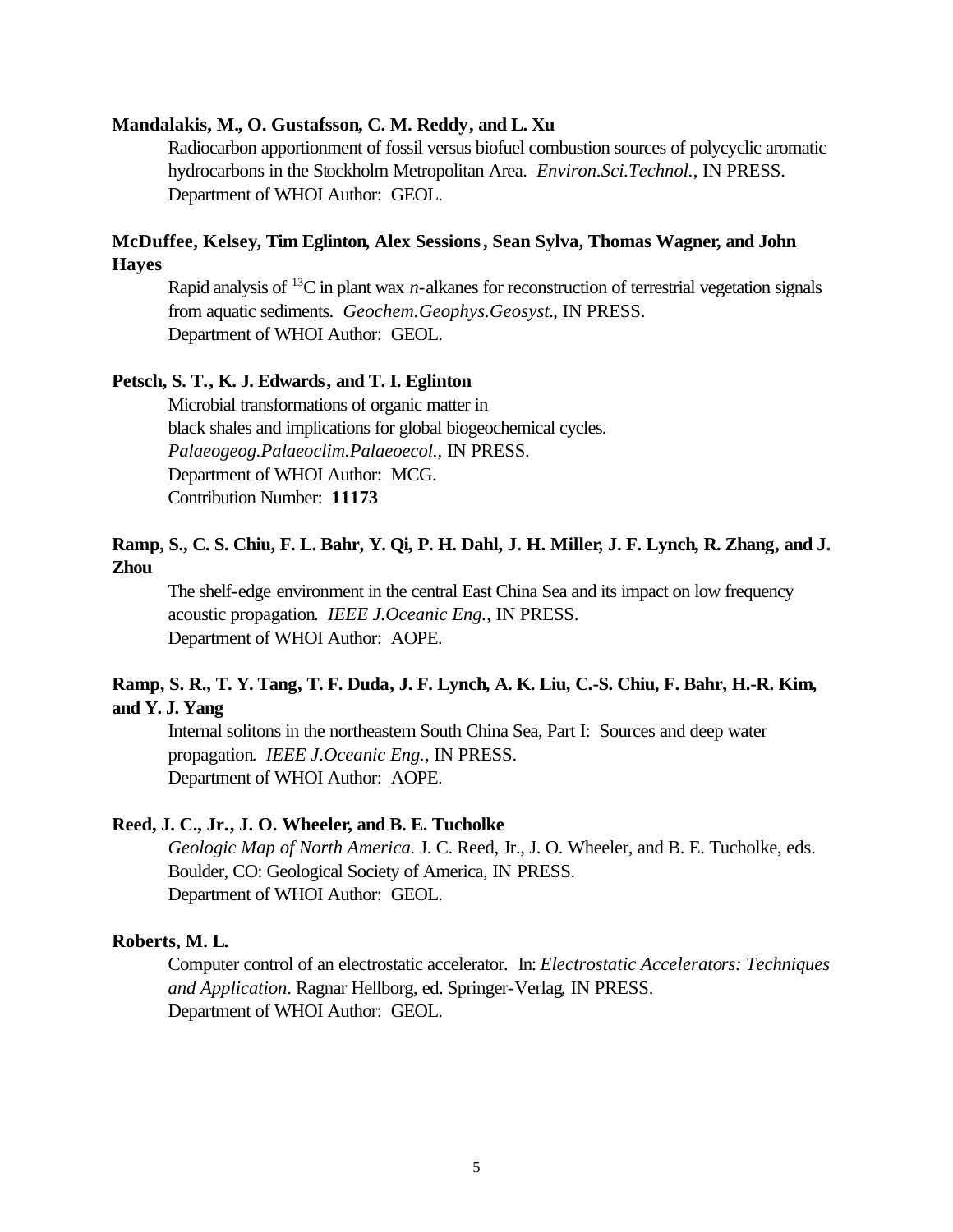**Mandalakis, M., O. Gustafsson, C. M. Reddy, and L. Xu**

Radiocarbon apportionment of fossil versus biofuel combustion sources of polycyclic aromatic hydrocarbons in the Stockholm Metropolitan Area. *Environ.Sci.Technol.*, IN PRESS.
Department of WHOI Author: GEOL.

**McDuffee, Kelsey, Tim Eglinton, Alex Sessions, Sean Sylva, Thomas Wagner, and John Hayes**

Rapid analysis of $^{13}C$ in plant wax *n*-alkanes for reconstruction of terrestrial vegetation signals from aquatic sediments. *Geochem.Geophys.Geosyst.*, IN PRESS.
Department of WHOI Author: GEOL.

**Petsch, S. T., K. J. Edwards, and T. I. Eglinton**

Microbial transformations of organic matter in
black shales and implications for global biogeochemical cycles.
*Palaeogeog.Palaeoclim.Palaeoecol.*, IN PRESS.
Department of WHOI Author: MCG.
Contribution Number: **11173**

**Ramp, S., C. S. Chiu, F. L. Bahr, Y. Qi, P. H. Dahl, J. H. Miller, J. F. Lynch, R. Zhang, and J. Zhou**

The shelf-edge environment in the central East China Sea and its impact on low frequency acoustic propagation. *IEEE J.Oceanic Eng.*, IN PRESS.
Department of WHOI Author: AOPE.

**Ramp, S. R., T. Y. Tang, T. F. Duda, J. F. Lynch, A. K. Liu, C.-S. Chiu, F. Bahr, H.-R. Kim, and Y. J. Yang**

Internal solitons in the northeastern South China Sea, Part I: Sources and deep water propagation. *IEEE J.Oceanic Eng.*, IN PRESS.
Department of WHOI Author: AOPE.

**Reed, J. C., Jr., J. O. Wheeler, and B. E. Tucholke**

*Geologic Map of North America.* J. C. Reed, Jr., J. O. Wheeler, and B. E. Tucholke, eds. Boulder, CO: Geological Society of America, IN PRESS.
Department of WHOI Author: GEOL.

**Roberts, M. L.**

Computer control of an electrostatic accelerator. In: *Electrostatic Accelerators: Techniques and Application*. Ragnar Hellborg, ed. Springer-Verlag, IN PRESS.
Department of WHOI Author: GEOL.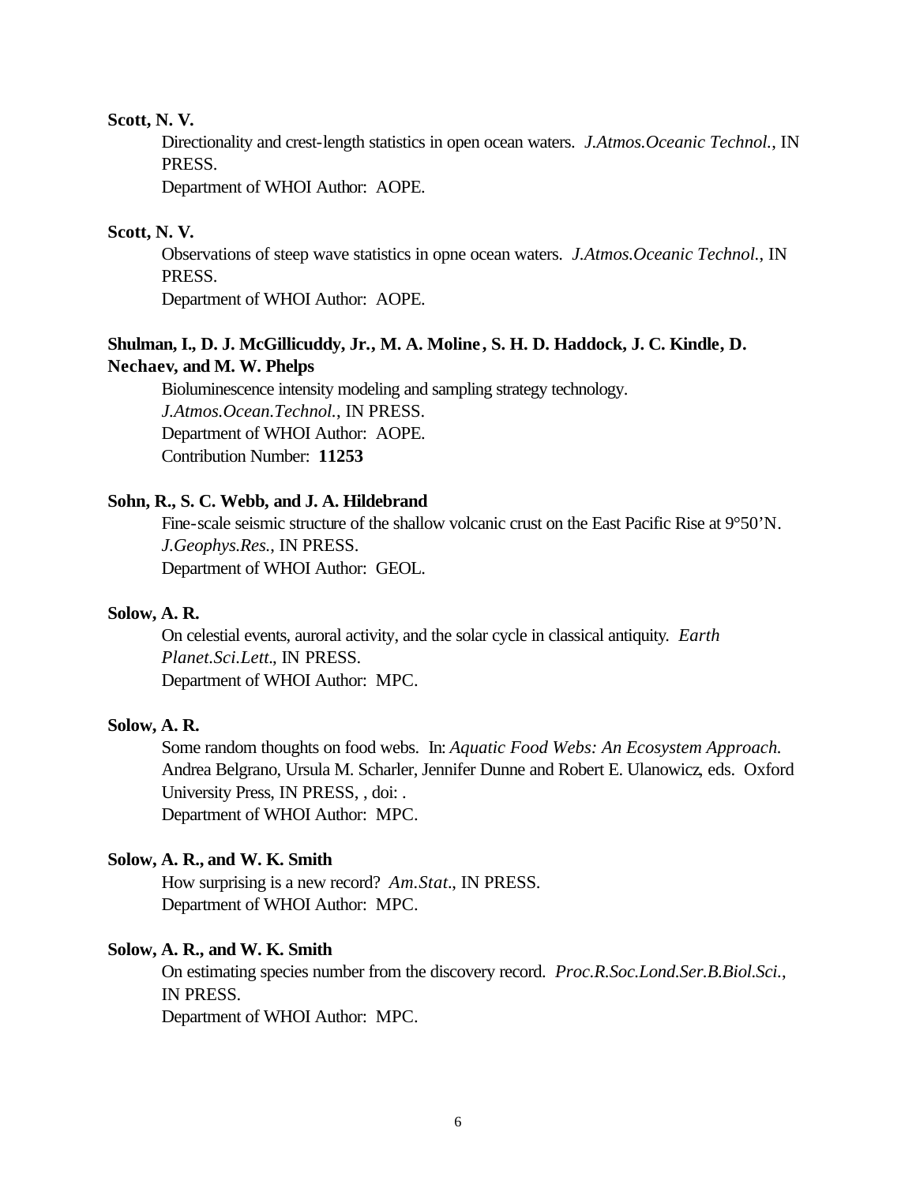**Scott, N. V.**

Directionality and crest-length statistics in open ocean waters. *J.Atmos.Oceanic Technol.*, IN PRESS.
Department of WHOI Author: AOPE.

**Scott, N. V.**

Observations of steep wave statistics in opne ocean waters. *J.Atmos.Oceanic Technol.*, IN PRESS.
Department of WHOI Author: AOPE.

**Shulman, I., D. J. McGillicuddy, Jr., M. A. Moline, S. H. D. Haddock, J. C. Kindle, D. Nechaev, and M. W. Phelps**

Bioluminescence intensity modeling and sampling strategy technology. *J.Atmos.Ocean.Technol.*, IN PRESS.
Department of WHOI Author: AOPE.
Contribution Number: **11253**

**Sohn, R., S. C. Webb, and J. A. Hildebrand**

Fine-scale seismic structure of the shallow volcanic crust on the East Pacific Rise at 9°50'N. *J.Geophys.Res.*, IN PRESS.
Department of WHOI Author: GEOL.

**Solow, A. R.**

On celestial events, auroral activity, and the solar cycle in classical antiquity. *Earth Planet.Sci.Lett.*, IN PRESS.
Department of WHOI Author: MPC.

**Solow, A. R.**

Some random thoughts on food webs. In: *Aquatic Food Webs: An Ecosystem Approach.* Andrea Belgrano, Ursula M. Scharler, Jennifer Dunne and Robert E. Ulanowicz, eds. Oxford University Press, IN PRESS, , doi: .
Department of WHOI Author: MPC.

**Solow, A. R., and W. K. Smith**

How surprising is a new record? *Am.Stat.*, IN PRESS.
Department of WHOI Author: MPC.

**Solow, A. R., and W. K. Smith**

On estimating species number from the discovery record. *Proc.R.Soc.Lond.Ser.B.Biol.Sci.*, IN PRESS.
Department of WHOI Author: MPC.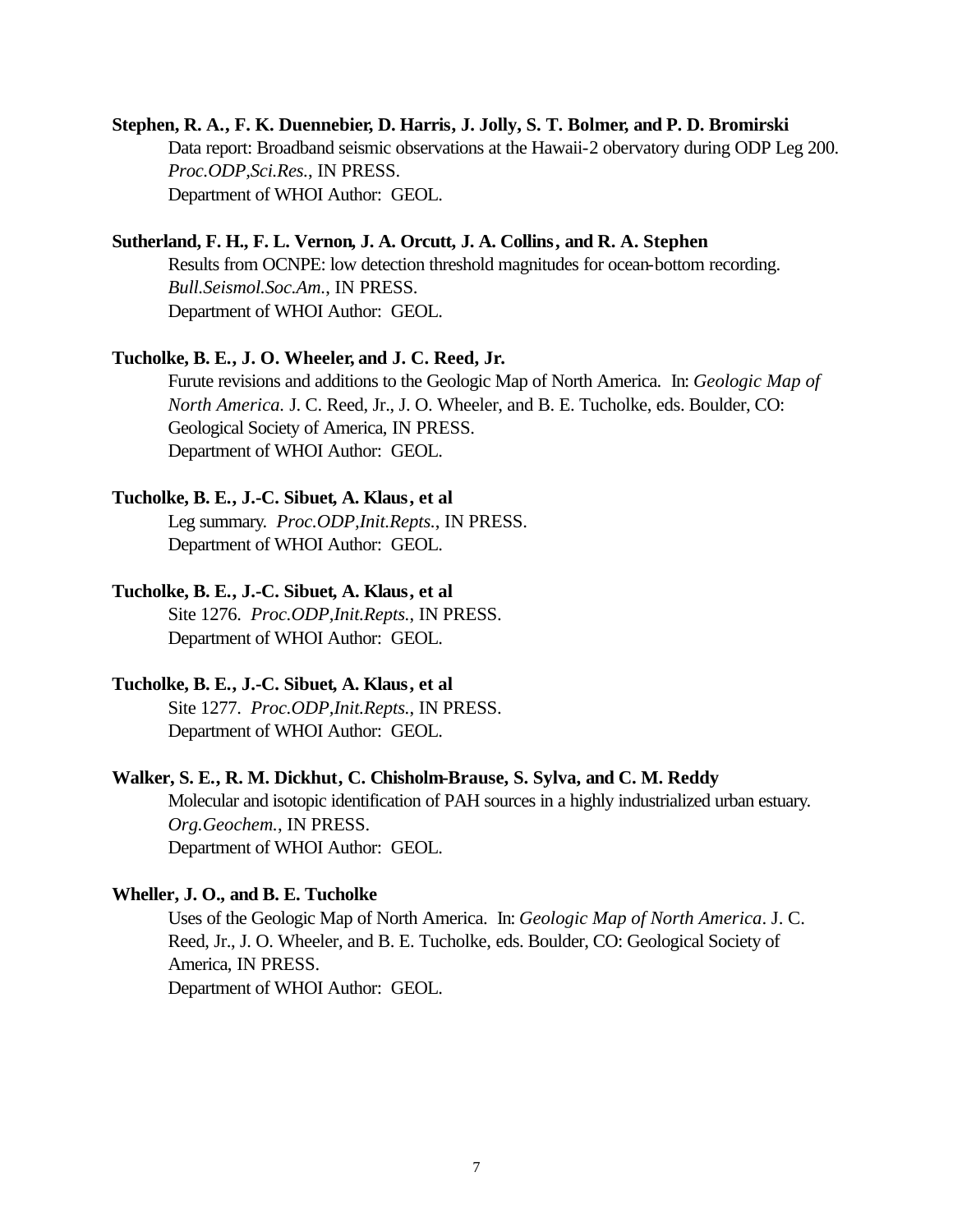**Stephen, R. A., F. K. Duennebier, D. Harris, J. Jolly, S. T. Bolmer, and P. D. Bromirski**
Data report: Broadband seismic observations at the Hawaii-2 obervatory during ODP Leg 200. *Proc.ODP,Sci.Res.*, IN PRESS.
Department of WHOI Author: GEOL.

**Sutherland, F. H., F. L. Vernon, J. A. Orcutt, J. A. Collins, and R. A. Stephen**
Results from OCNPE: low detection threshold magnitudes for ocean-bottom recording. *Bull.Seismol.Soc.Am.*, IN PRESS.
Department of WHOI Author: GEOL.

**Tucholke, B. E., J. O. Wheeler, and J. C. Reed, Jr.**
Furute revisions and additions to the Geologic Map of North America. In: *Geologic Map of North America*. J. C. Reed, Jr., J. O. Wheeler, and B. E. Tucholke, eds. Boulder, CO: Geological Society of America, IN PRESS.
Department of WHOI Author: GEOL.

**Tucholke, B. E., J.-C. Sibuet, A. Klaus, et al**
Leg summary. *Proc.ODP,Init.Repts.*, IN PRESS.
Department of WHOI Author: GEOL.

**Tucholke, B. E., J.-C. Sibuet, A. Klaus, et al**
Site 1276. *Proc.ODP,Init.Repts.*, IN PRESS.
Department of WHOI Author: GEOL.

**Tucholke, B. E., J.-C. Sibuet, A. Klaus, et al**
Site 1277. *Proc.ODP,Init.Repts.*, IN PRESS.
Department of WHOI Author: GEOL.

**Walker, S. E., R. M. Dickhut, C. Chisholm-Brause, S. Sylva, and C. M. Reddy**
Molecular and isotopic identification of PAH sources in a highly industrialized urban estuary. *Org.Geochem.*, IN PRESS.
Department of WHOI Author: GEOL.

**Wheller, J. O., and B. E. Tucholke**
Uses of the Geologic Map of North America. In: *Geologic Map of North America*. J. C. Reed, Jr., J. O. Wheeler, and B. E. Tucholke, eds. Boulder, CO: Geological Society of America, IN PRESS.
Department of WHOI Author: GEOL.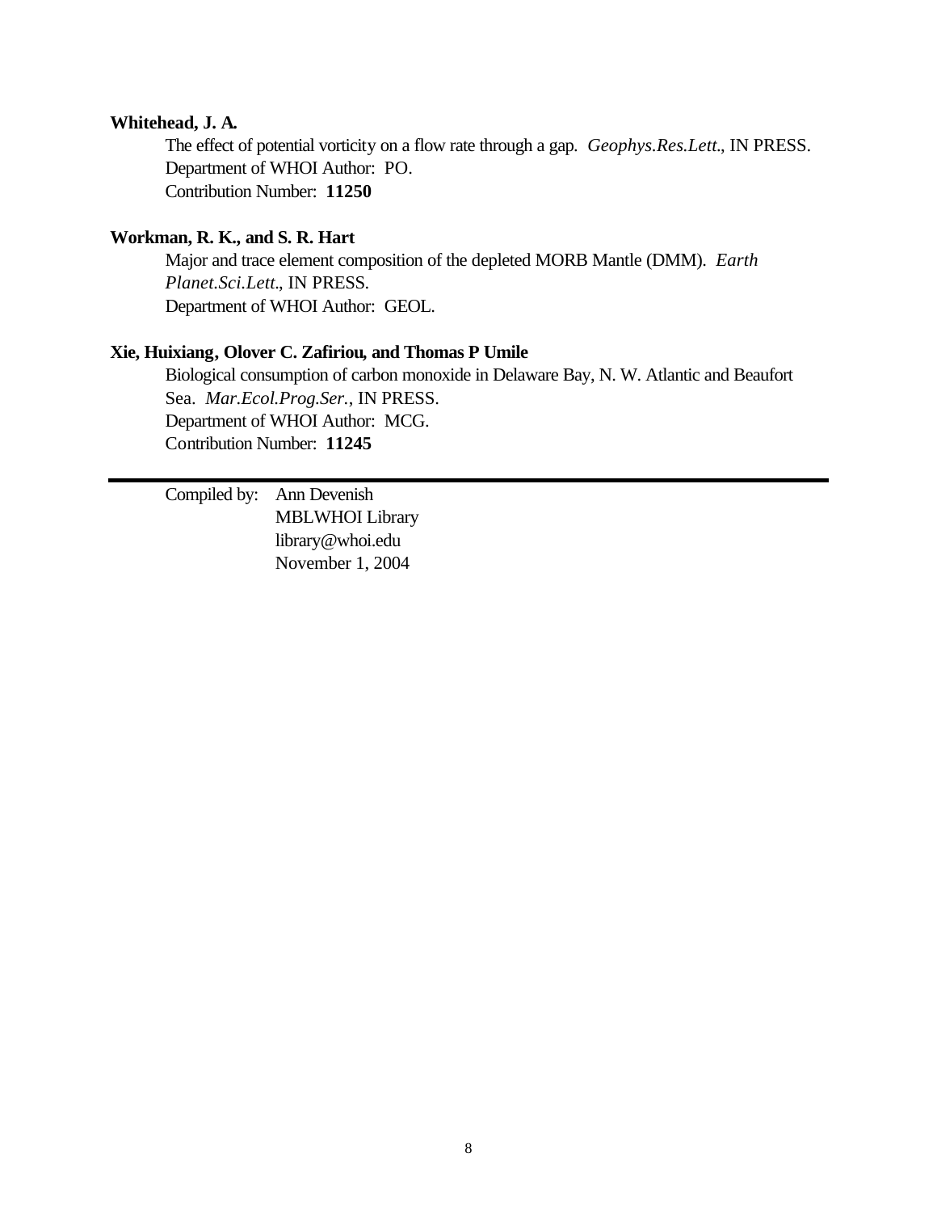**Whitehead, J. A.**

The effect of potential vorticity on a flow rate through a gap. *Geophys.Res.Lett.*, IN PRESS.
Department of WHOI Author: PO.
Contribution Number: **11250**

**Workman, R. K., and S. R. Hart**

Major and trace element composition of the depleted MORB Mantle (DMM). *Earth Planet.Sci.Lett.*, IN PRESS.
Department of WHOI Author: GEOL.

**Xie, Huixiang, Olover C. Zafiriou, and Thomas P Umile**

Biological consumption of carbon monoxide in Delaware Bay, N. W. Atlantic and Beaufort Sea. *Mar.Ecol.Prog.Ser.*, IN PRESS.
Department of WHOI Author: MCG.
Contribution Number: **11245**

---

Compiled by: Ann Devenish
MBLWHOI Library
library@whoi.edu
November 1, 2004